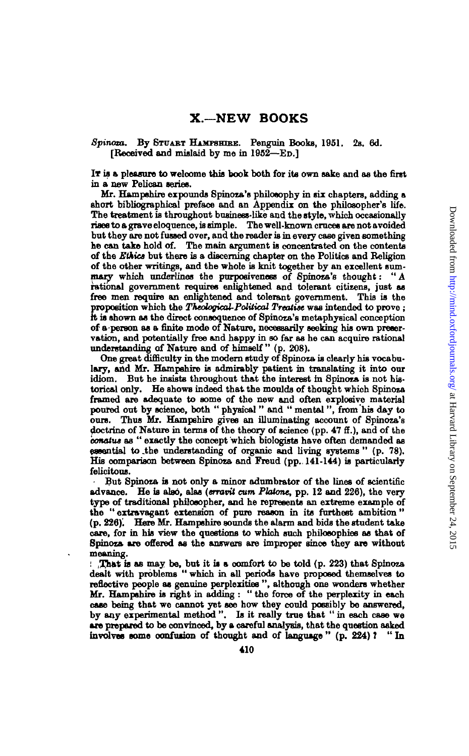# X.—NEW BOOKS

*Spinoza.* By STUART HAMPSHIRE. Penguin Books, 1951. 2s. 6d. [Received and mislaid by me in 1952—ED.]

IT is a pleasure to welcome this book both for its own sake and as the first in a new Pelican series.

Mr. Hampshire expounds Spinoza's philosophy in six chapters, adding a short bibliographical preface and an Appendix on the philosopher's life. The treatment is throughout business-like and the style, which occasionally rises to a grave eloquence, is simple. The well-known cruces are not avoided but they are not fussed over, and the reader is in every case given something he can take hold of. The main argument is concentrated on the contents of the *Ethics* but there is a discerning chapter on the Politics and Religion of the other writings, and the whole is knit together by an excellent summary which underlines the purposiveness of Spinoza's thought: "A rational government requires enlightened and tolerant citizens, just as free men require an enlightened and tolerant government. This is the proposition which the *Theological-Political Treatise* was intended to prove; it is shown as the direct consequence of Spinoza's metaphysical conception of a person as a finite mode of Nature, necessarily seeking his own preservation, and potentially free and happy in so far as he can acquire rational understanding of Nature and of himself" (p. 208).

One great difficulty in the modern study of Spinoza is clearly his vocabulary, and Mr. Hampshire is admirably patient in translating it into our idiom. But he insists throughout that the interest in Spinoza is not historical only. He shows indeed that the moulds of thought which Spinoza framed are adequate to some of the new and often explosive material poured out by science, both "physical" and "mental", from his day to ours. Thus Mr. Hampshire gives an illuminating account of Spinoza's doctrine of Nature in terms of the theory of science (pp. 47 ff.), and of the *conatus* as "exactly the concept which biologists have often demanded as essential to the understanding of organic and living systems" (p. 78). His comparison between Spinoza and Freud (pp. 141-144) is particularly felicitous.

But Spinoza is not only a minor adumbrator of the lines of scientific advance. He is also, alas (*erravit cum Platone*, pp. 12 and 226), the very type of traditional philosopher, and he represents an extreme example of the "extravagant extension of pure reason in its furthest ambition" (p. 226). Here Mr. Hampshire sounds the alarm and bids the student take care, for in his view the questions to which such philosophies as that of Spinoza are offered as the answers are improper since they are without meaning.

That is as may be, but it is a comfort to be told (p. 223) that Spinoza dealt with problems "which in all periods have proposed themselves to reflective people as genuine perplexities", although one wonders whether Mr. Hampshire is right in adding: "the force of the perplexity in each case being that we cannot yet see how they could possibly be answered, by any experimental method". Is it really true that "in each case we are prepared to be convinced, by a careful analysis, that the question asked involves some confusion of thought and of language" (p. 224)? "In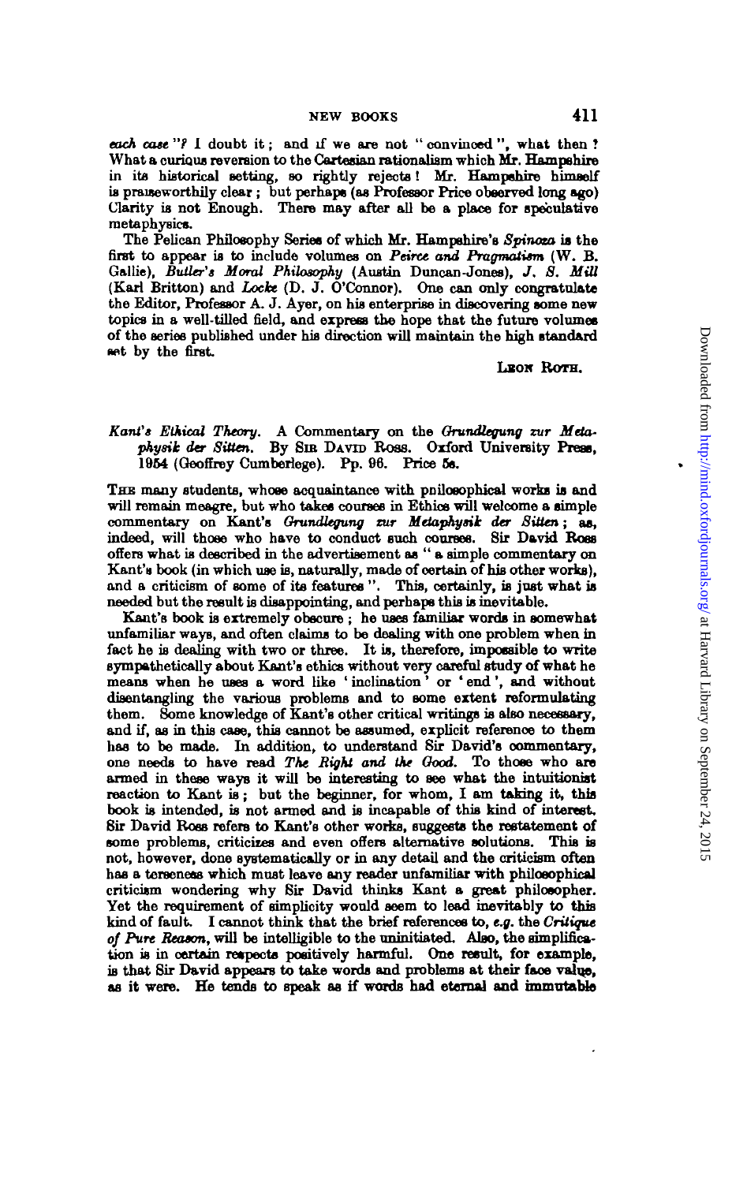*each case*"? I doubt it; and if we are not "convinced", what then? What a curious reversion to the Cartesian rationalism which Mr. Hampshire in its historical setting, so rightly rejects! Mr. Hampshire himself is praiseworthily clear; but perhaps (as Professor Price observed long ago) Clarity is not Enough. There may after all be a place for speculative metaphysics.

The Pelican Philosophy Series of which Mr. Hampshire's *Spinoza* is the first to appear is to include volumes on *Peirce and Pragmatism* (W. B. Gallie), *Butler's Moral Philosophy* (Austin Duncan-Jones), *J. S. Mill* (Karl Britton) and *Locke* (D. J. O'Connor). One can only congratulate the Editor, Professor A. J. Ayer, on his enterprise in discovering some new topics in a well-tilled field, and express the hope that the future volumes of the series published under his direction will maintain the high standard set by the first.

LEON ROTH.

*Kant's Ethical Theory.* A Commentary on the *Grundlegung zur Metaphysik der Sitten*. By SIR DAVID ROSS. Oxford University Press, 1954 (Geoffrey Cumberlege). Pp. 96. Price 5s.

THE many students, whose acquaintance with philosophical works is and will remain meagre, but who takes courses in Ethics will welcome a simple commentary on Kant's *Grundlegung zur Metaphysik der Sitten*; as, indeed, will those who have to conduct such courses. Sir David Ross offers what is described in the advertisement as "a simple commentary on Kant's book (in which use is, naturally, made of certain of his other works), and a criticism of some of its features". This, certainly, is just what is needed but the result is disappointing, and perhaps this is inevitable.

Kant's book is extremely obscure; he uses familiar words in somewhat unfamiliar ways, and often claims to be dealing with one problem when in fact he is dealing with two or three. It is, therefore, impossible to write sympathetically about Kant's ethics without very careful study of what he means when he uses a word like 'inclination' or 'end', and without disentangling the various problems and to some extent reformulating them. Some knowledge of Kant's other critical writings is also necessary, and if, as in this case, this cannot be assumed, explicit reference to them has to be made. In addition, to understand Sir David's commentary, one needs to have read *The Right and the Good*. To those who are armed in these ways it will be interesting to see what the intuitionist reaction to Kant is; but the beginner, for whom, I am taking it, this book is intended, is not armed and is incapable of this kind of interest. Sir David Ross refers to Kant's other works, suggests the restatement of some problems, criticizes and even offers alternative solutions. This is not, however, done systematically or in any detail and the criticism often has a terseness which must leave any reader unfamiliar with philosophical criticism wondering why Sir David thinks Kant a great philosopher. Yet the requirement of simplicity would seem to lead inevitably to this kind of fault. I cannot think that the brief references to, *e.g.* the *Critique of Pure Reason*, will be intelligible to the uninitiated. Also, the simplification is in certain respects positively harmful. One result, for example, is that Sir David appears to take words and problems at their face value, as it were. He tends to speak as if words had eternal and immutable